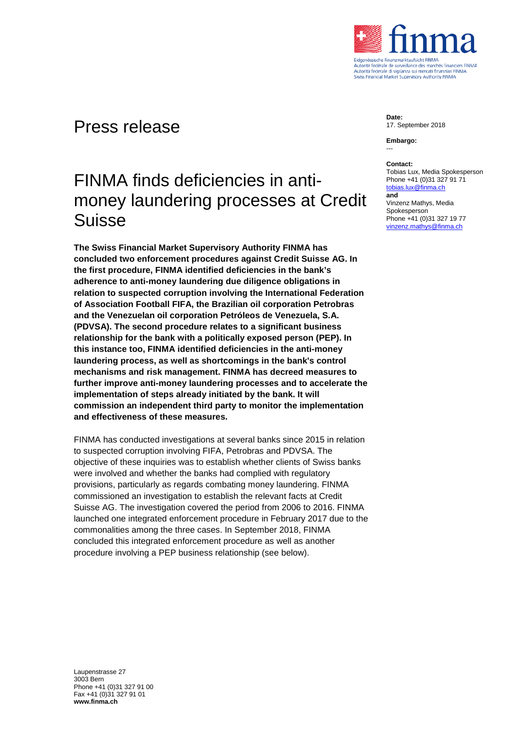Eidgenössische Finanzmarktaufsicht FINMA
Autorité fédérale de surveillance des marchés financiers FINMA
Autorità federale di vigilanza sui mercati finanziari FINMA
Swiss Financial Market Supervisory Authority FINMA

# Press release

**Date:**
17. September 2018

**Embargo:**
---

**Contact:**
Tobias Lux, Media Spokesperson
Phone +41 (0)31 327 91 71
tobias.lux@finma.ch
**and**
Vinzenz Mathys, Media Spokesperson
Phone +41 (0)31 327 19 77
vinzenz.mathys@finma.ch

## FINMA finds deficiencies in anti-money laundering processes at Credit Suisse

**The Swiss Financial Market Supervisory Authority FINMA has concluded two enforcement procedures against Credit Suisse AG. In the first procedure, FINMA identified deficiencies in the bank's adherence to anti-money laundering due diligence obligations in relation to suspected corruption involving the International Federation of Association Football FIFA, the Brazilian oil corporation Petrobras and the Venezuelan oil corporation Petróleos de Venezuela, S.A. (PDVSA). The second procedure relates to a significant business relationship for the bank with a politically exposed person (PEP). In this instance too, FINMA identified deficiencies in the anti-money laundering process, as well as shortcomings in the bank's control mechanisms and risk management. FINMA has decreed measures to further improve anti-money laundering processes and to accelerate the implementation of steps already initiated by the bank. It will commission an independent third party to monitor the implementation and effectiveness of these measures.**

FINMA has conducted investigations at several banks since 2015 in relation to suspected corruption involving FIFA, Petrobras and PDVSA. The objective of these inquiries was to establish whether clients of Swiss banks were involved and whether the banks had complied with regulatory provisions, particularly as regards combating money laundering. FINMA commissioned an investigation to establish the relevant facts at Credit Suisse AG. The investigation covered the period from 2006 to 2016. FINMA launched one integrated enforcement procedure in February 2017 due to the commonalities among the three cases. In September 2018, FINMA concluded this integrated enforcement procedure as well as another procedure involving a PEP business relationship (see below).

Laupenstrasse 27
3003 Bern
Phone +41 (0)31 327 91 00
Fax +41 (0)31 327 91 01
**www.finma.ch**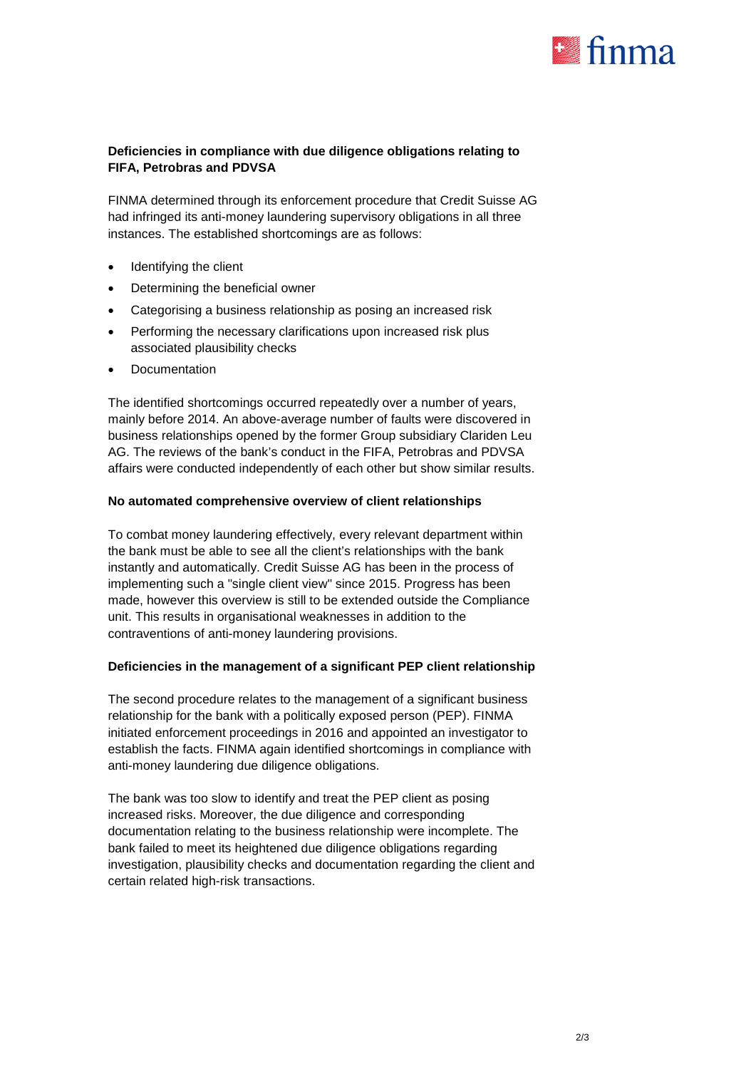**Deficiencies in compliance with due diligence obligations relating to FIFA, Petrobras and PDVSA**

FINMA determined through its enforcement procedure that Credit Suisse AG had infringed its anti-money laundering supervisory obligations in all three instances. The established shortcomings are as follows:

- Identifying the client
- Determining the beneficial owner
- Categorising a business relationship as posing an increased risk
- Performing the necessary clarifications upon increased risk plus associated plausibility checks
- Documentation

The identified shortcomings occurred repeatedly over a number of years, mainly before 2014. An above-average number of faults were discovered in business relationships opened by the former Group subsidiary Clariden Leu AG. The reviews of the bank's conduct in the FIFA, Petrobras and PDVSA affairs were conducted independently of each other but show similar results.

**No automated comprehensive overview of client relationships**

To combat money laundering effectively, every relevant department within the bank must be able to see all the client's relationships with the bank instantly and automatically. Credit Suisse AG has been in the process of implementing such a "single client view" since 2015. Progress has been made, however this overview is still to be extended outside the Compliance unit. This results in organisational weaknesses in addition to the contraventions of anti-money laundering provisions.

**Deficiencies in the management of a significant PEP client relationship**

The second procedure relates to the management of a significant business relationship for the bank with a politically exposed person (PEP). FINMA initiated enforcement proceedings in 2016 and appointed an investigator to establish the facts. FINMA again identified shortcomings in compliance with anti-money laundering due diligence obligations.

The bank was too slow to identify and treat the PEP client as posing increased risks. Moreover, the due diligence and corresponding documentation relating to the business relationship were incomplete. The bank failed to meet its heightened due diligence obligations regarding investigation, plausibility checks and documentation regarding the client and certain related high-risk transactions.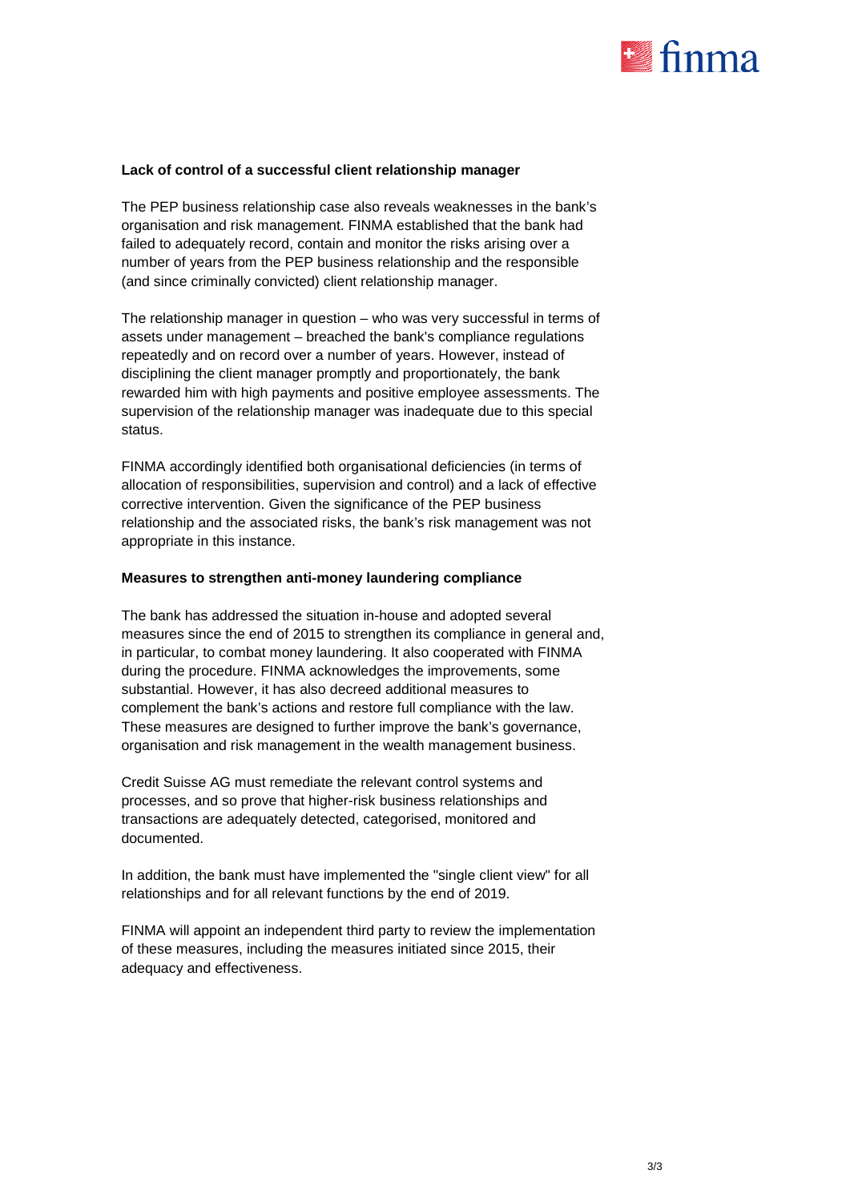### Lack of control of a successful client relationship manager

The PEP business relationship case also reveals weaknesses in the bank's organisation and risk management. FINMA established that the bank had failed to adequately record, contain and monitor the risks arising over a number of years from the PEP business relationship and the responsible (and since criminally convicted) client relationship manager.

The relationship manager in question – who was very successful in terms of assets under management – breached the bank's compliance regulations repeatedly and on record over a number of years. However, instead of disciplining the client manager promptly and proportionately, the bank rewarded him with high payments and positive employee assessments. The supervision of the relationship manager was inadequate due to this special status.

FINMA accordingly identified both organisational deficiencies (in terms of allocation of responsibilities, supervision and control) and a lack of effective corrective intervention. Given the significance of the PEP business relationship and the associated risks, the bank's risk management was not appropriate in this instance.

### Measures to strengthen anti-money laundering compliance

The bank has addressed the situation in-house and adopted several measures since the end of 2015 to strengthen its compliance in general and, in particular, to combat money laundering. It also cooperated with FINMA during the procedure. FINMA acknowledges the improvements, some substantial. However, it has also decreed additional measures to complement the bank's actions and restore full compliance with the law. These measures are designed to further improve the bank's governance, organisation and risk management in the wealth management business.

Credit Suisse AG must remediate the relevant control systems and processes, and so prove that higher-risk business relationships and transactions are adequately detected, categorised, monitored and documented.

In addition, the bank must have implemented the "single client view" for all relationships and for all relevant functions by the end of 2019.

FINMA will appoint an independent third party to review the implementation of these measures, including the measures initiated since 2015, their adequacy and effectiveness.